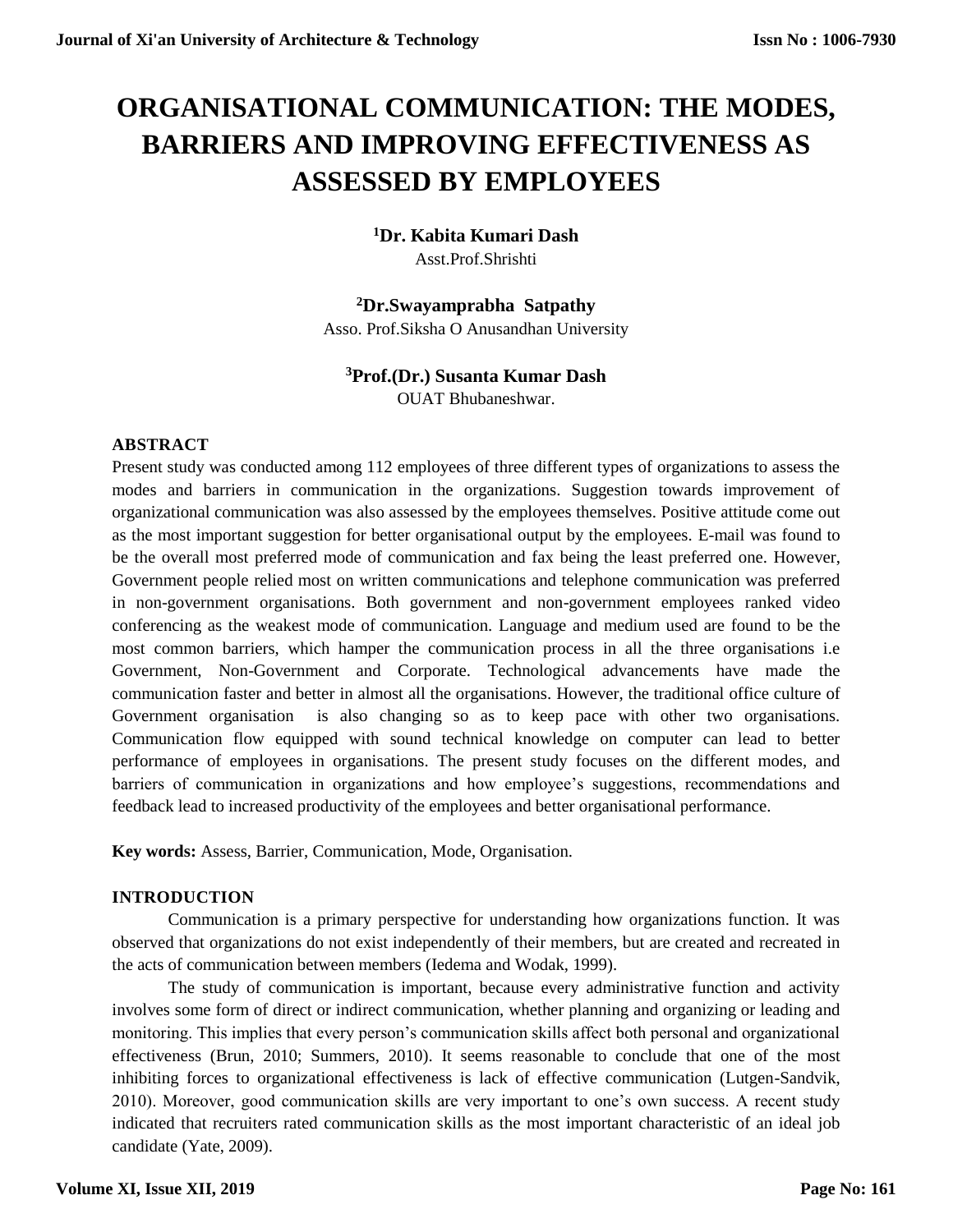# ORGANISATIONAL COMMUNICATION: THE MODES, BARRIERS AND IMPROVING EFFECTIVENESS AS ASSESSED BY EMPLOYEES

**[1]Dr. Kabita Kumari Dash**
Asst.Prof.Shrishti

**[2]Dr.Swayamprabha Satpathy**
Asso. Prof.Siksha O Anusandhan University

**[3]Prof.(Dr.) Susanta Kumar Dash**
OUAT Bhubaneshwar.

## ABSTRACT

Present study was conducted among 112 employees of three different types of organizations to assess the modes and barriers in communication in the organizations. Suggestion towards improvement of organizational communication was also assessed by the employees themselves. Positive attitude come out as the most important suggestion for better organisational output by the employees. E-mail was found to be the overall most preferred mode of communication and fax being the least preferred one. However, Government people relied most on written communications and telephone communication was preferred in non-government organisations. Both government and non-government employees ranked video conferencing as the weakest mode of communication. Language and medium used are found to be the most common barriers, which hamper the communication process in all the three organisations i.e Government, Non-Government and Corporate. Technological advancements have made the communication faster and better in almost all the organisations. However, the traditional office culture of Government organisation is also changing so as to keep pace with other two organisations. Communication flow equipped with sound technical knowledge on computer can lead to better performance of employees in organisations. The present study focuses on the different modes, and barriers of communication in organizations and how employee's suggestions, recommendations and feedback lead to increased productivity of the employees and better organisational performance.

**Key words:** Assess, Barrier, Communication, Mode, Organisation.

## INTRODUCTION

Communication is a primary perspective for understanding how organizations function. It was observed that organizations do not exist independently of their members, but are created and recreated in the acts of communication between members (Iedema and Wodak, 1999).

The study of communication is important, because every administrative function and activity involves some form of direct or indirect communication, whether planning and organizing or leading and monitoring. This implies that every person's communication skills affect both personal and organizational effectiveness (Brun, 2010; Summers, 2010). It seems reasonable to conclude that one of the most inhibiting forces to organizational effectiveness is lack of effective communication (Lutgen-Sandvik, 2010). Moreover, good communication skills are very important to one's own success. A recent study indicated that recruiters rated communication skills as the most important characteristic of an ideal job candidate (Yate, 2009).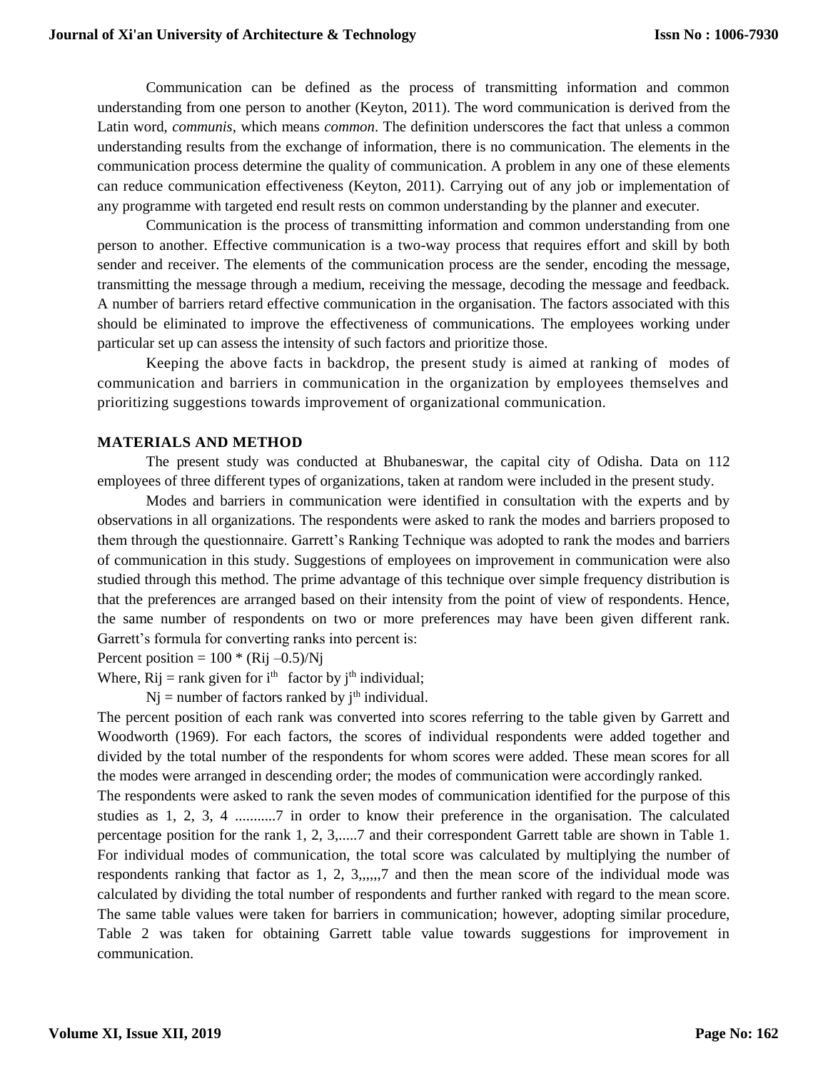Communication can be defined as the process of transmitting information and common understanding from one person to another (Keyton, 2011). The word communication is derived from the Latin word, *communis,* which means *common*. The definition underscores the fact that unless a common understanding results from the exchange of information, there is no communication. The elements in the communication process determine the quality of communication. A problem in any one of these elements can reduce communication effectiveness (Keyton, 2011). Carrying out of any job or implementation of any programme with targeted end result rests on common understanding by the planner and executer.

Communication is the process of transmitting information and common understanding from one person to another. Effective communication is a two-way process that requires effort and skill by both sender and receiver. The elements of the communication process are the sender, encoding the message, transmitting the message through a medium, receiving the message, decoding the message and feedback. A number of barriers retard effective communication in the organisation. The factors associated with this should be eliminated to improve the effectiveness of communications. The employees working under particular set up can assess the intensity of such factors and prioritize those.

Keeping the above facts in backdrop, the present study is aimed at ranking of modes of communication and barriers in communication in the organization by employees themselves and prioritizing suggestions towards improvement of organizational communication.

## MATERIALS AND METHOD

The present study was conducted at Bhubaneswar, the capital city of Odisha. Data on 112 employees of three different types of organizations, taken at random were included in the present study.

Modes and barriers in communication were identified in consultation with the experts and by observations in all organizations. The respondents were asked to rank the modes and barriers proposed to them through the questionnaire. Garrett's Ranking Technique was adopted to rank the modes and barriers of communication in this study. Suggestions of employees on improvement in communication were also studied through this method. The prime advantage of this technique over simple frequency distribution is that the preferences are arranged based on their intensity from the point of view of respondents. Hence, the same number of respondents on two or more preferences may have been given different rank. Garrett's formula for converting ranks into percent is:

Percent position = $100 * (R_{ij} - 0.5)/N_j$

Where, $R_{ij}$ = rank given for $i^{th}$ factor by $j^{th}$ individual;

$N_j$ = number of factors ranked by $j^{th}$ individual.

The percent position of each rank was converted into scores referring to the table given by Garrett and Woodworth (1969). For each factors, the scores of individual respondents were added together and divided by the total number of the respondents for whom scores were added. These mean scores for all the modes were arranged in descending order; the modes of communication were accordingly ranked.

The respondents were asked to rank the seven modes of communication identified for the purpose of this studies as 1, 2, 3, 4 ...........7 in order to know their preference in the organisation. The calculated percentage position for the rank 1, 2, 3,.....7 and their correspondent Garrett table are shown in Table 1. For individual modes of communication, the total score was calculated by multiplying the number of respondents ranking that factor as 1, 2, 3,,,,,,7 and then the mean score of the individual mode was calculated by dividing the total number of respondents and further ranked with regard to the mean score. The same table values were taken for barriers in communication; however, adopting similar procedure, Table 2 was taken for obtaining Garrett table value towards suggestions for improvement in communication.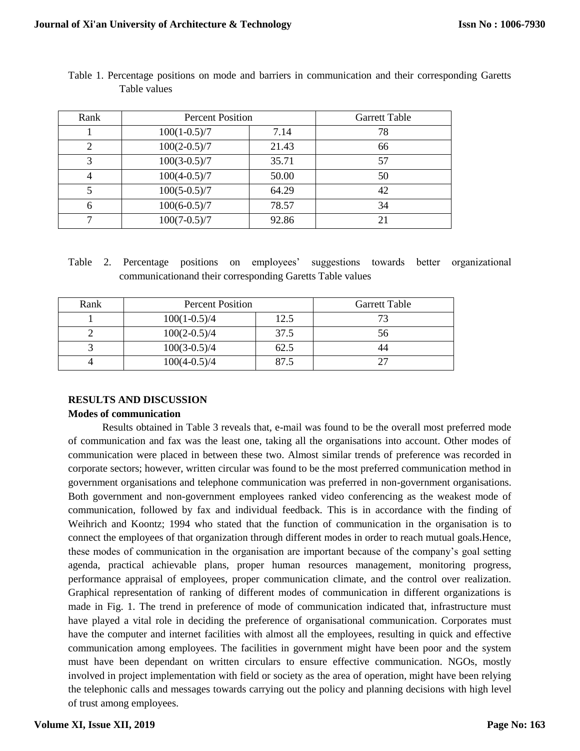Table 1. Percentage positions on mode and barriers in communication and their corresponding Garetts Table values

| Rank | Percent Position | | Garrett Table |
|---|---|---|---|
| 1 | 100(1-0.5)/7 | 7.14 | 78 |
| 2 | 100(2-0.5)/7 | 21.43 | 66 |
| 3 | 100(3-0.5)/7 | 35.71 | 57 |
| 4 | 100(4-0.5)/7 | 50.00 | 50 |
| 5 | 100(5-0.5)/7 | 64.29 | 42 |
| 6 | 100(6-0.5)/7 | 78.57 | 34 |
| 7 | 100(7-0.5)/7 | 92.86 | 21 |

Table 2. Percentage positions on employees' suggestions towards better organizational communicationand their corresponding Garetts Table values

| Rank | Percent Position | | Garrett Table |
|---|---|---|---|
| 1 | 100(1-0.5)/4 | 12.5 | 73 |
| 2 | 100(2-0.5)/4 | 37.5 | 56 |
| 3 | 100(3-0.5)/4 | 62.5 | 44 |
| 4 | 100(4-0.5)/4 | 87.5 | 27 |

## RESULTS AND DISCUSSION

### Modes of communication

Results obtained in Table 3 reveals that, e-mail was found to be the overall most preferred mode of communication and fax was the least one, taking all the organisations into account. Other modes of communication were placed in between these two. Almost similar trends of preference was recorded in corporate sectors; however, written circular was found to be the most preferred communication method in government organisations and telephone communication was preferred in non-government organisations. Both government and non-government employees ranked video conferencing as the weakest mode of communication, followed by fax and individual feedback. This is in accordance with the finding of Weihrich and Koontz; 1994 who stated that the function of communication in the organisation is to connect the employees of that organization through different modes in order to reach mutual goals.Hence, these modes of communication in the organisation are important because of the company's goal setting agenda, practical achievable plans, proper human resources management, monitoring progress, performance appraisal of employees, proper communication climate, and the control over realization. Graphical representation of ranking of different modes of communication in different organizations is made in Fig. 1. The trend in preference of mode of communication indicated that, infrastructure must have played a vital role in deciding the preference of organisational communication. Corporates must have the computer and internet facilities with almost all the employees, resulting in quick and effective communication among employees. The facilities in government might have been poor and the system must have been dependant on written circulars to ensure effective communication. NGOs, mostly involved in project implementation with field or society as the area of operation, might have been relying the telephonic calls and messages towards carrying out the policy and planning decisions with high level of trust among employees.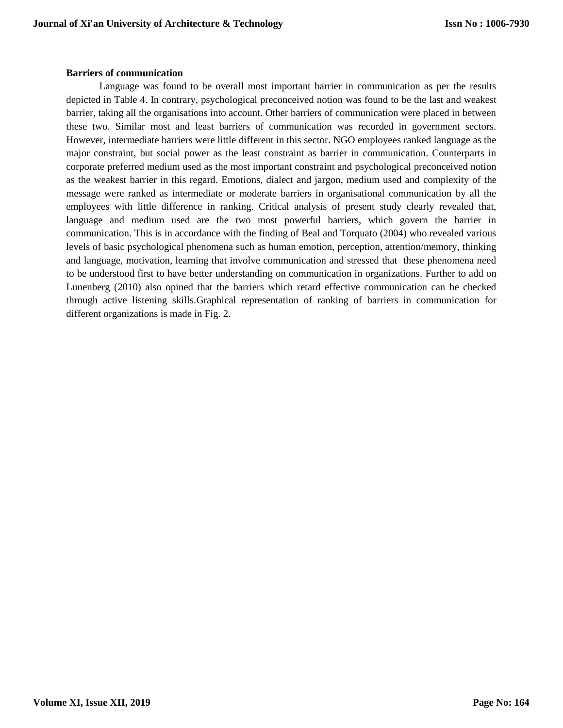**Barriers of communication**

Language was found to be overall most important barrier in communication as per the results depicted in Table 4. In contrary, psychological preconceived notion was found to be the last and weakest barrier, taking all the organisations into account. Other barriers of communication were placed in between these two. Similar most and least barriers of communication was recorded in government sectors. However, intermediate barriers were little different in this sector. NGO employees ranked language as the major constraint, but social power as the least constraint as barrier in communication. Counterparts in corporate preferred medium used as the most important constraint and psychological preconceived notion as the weakest barrier in this regard. Emotions, dialect and jargon, medium used and complexity of the message were ranked as intermediate or moderate barriers in organisational communication by all the employees with little difference in ranking. Critical analysis of present study clearly revealed that, language and medium used are the two most powerful barriers, which govern the barrier in communication. This is in accordance with the finding of Beal and Torquato (2004) who revealed various levels of basic psychological phenomena such as human emotion, perception, attention/memory, thinking and language, motivation, learning that involve communication and stressed that these phenomena need to be understood first to have better understanding on communication in organizations. Further to add on Lunenberg (2010) also opined that the barriers which retard effective communication can be checked through active listening skills.Graphical representation of ranking of barriers in communication for different organizations is made in Fig. 2.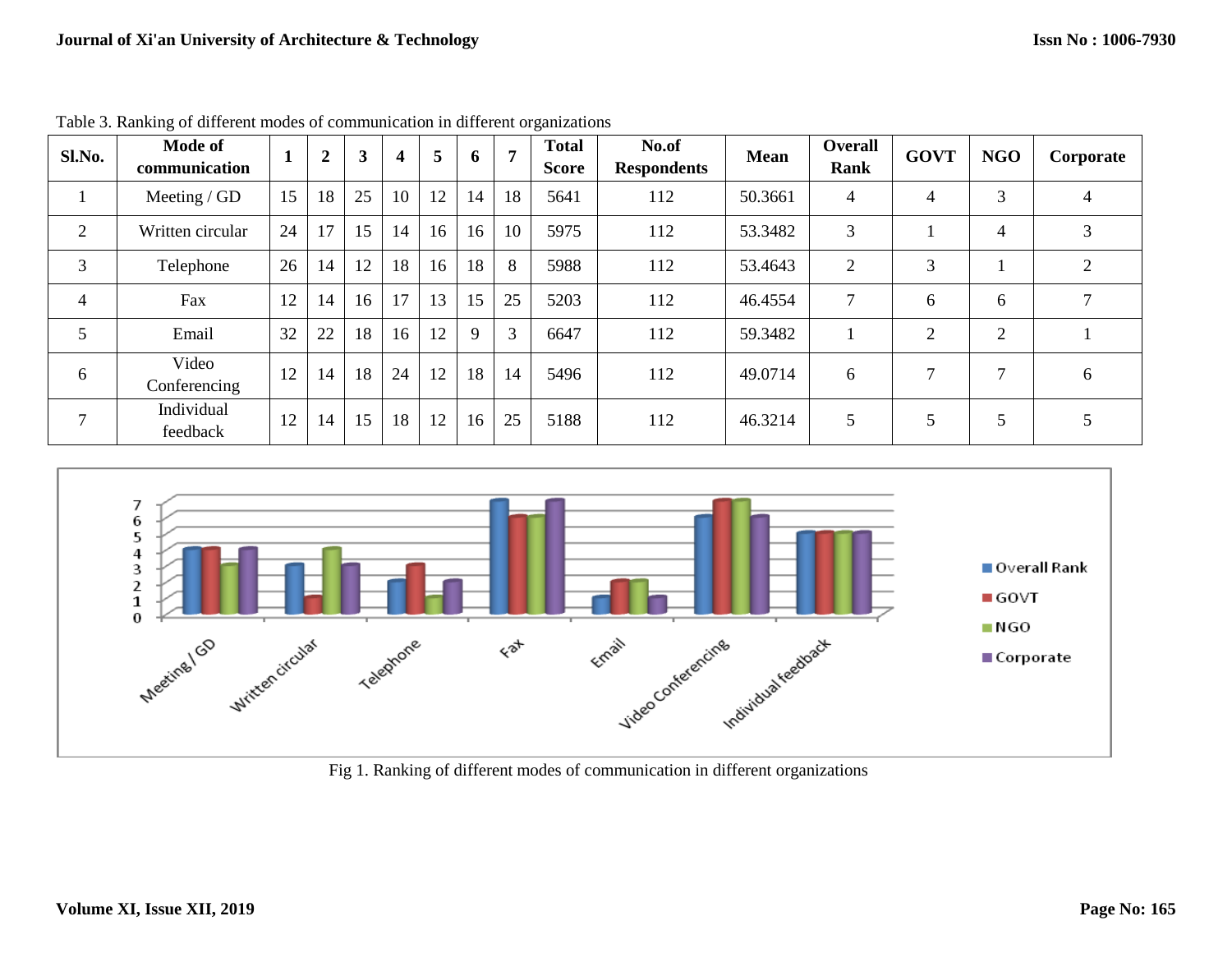Table 3. Ranking of different modes of communication in different organizations

| Sl.No. | Mode of communication | 1 | 2 | 3 | 4 | 5 | 6 | 7 | Total Score | No.of Respondents | Mean | Overall Rank | GOVT | NGO | Corporate |
|---|---|---|---|---|---|---|---|---|---|---|---|---|---|---|---|
| 1 | Meeting / GD | 15 | 18 | 25 | 10 | 12 | 14 | 18 | 5641 | 112 | 50.3661 | 4 | 4 | 3 | 4 |
| 2 | Written circular | 24 | 17 | 15 | 14 | 16 | 16 | 10 | 5975 | 112 | 53.3482 | 3 | 1 | 4 | 3 |
| 3 | Telephone | 26 | 14 | 12 | 18 | 16 | 18 | 8 | 5988 | 112 | 53.4643 | 2 | 3 | 1 | 2 |
| 4 | Fax | 12 | 14 | 16 | 17 | 13 | 15 | 25 | 5203 | 112 | 46.4554 | 7 | 6 | 6 | 7 |
| 5 | Email | 32 | 22 | 18 | 16 | 12 | 9 | 3 | 6647 | 112 | 59.3482 | 1 | 2 | 2 | 1 |
| 6 | Video Conferencing | 12 | 14 | 18 | 24 | 12 | 18 | 14 | 5496 | 112 | 49.0714 | 6 | 7 | 7 | 6 |
| 7 | Individual feedback | 12 | 14 | 15 | 18 | 12 | 16 | 25 | 5188 | 112 | 46.3214 | 5 | 5 | 5 | 5 |

Fig 1. Ranking of different modes of communication in different organizations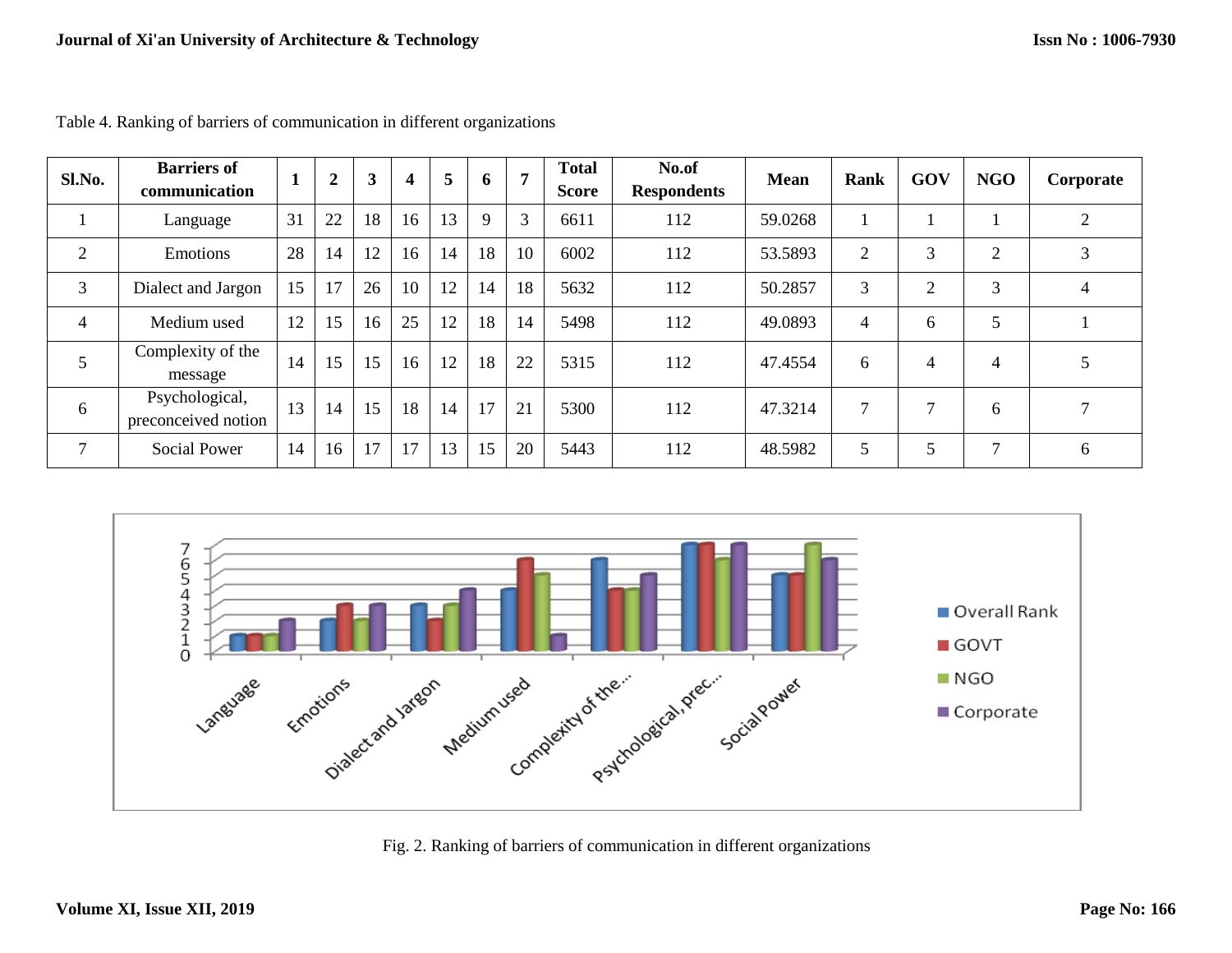Table 4. Ranking of barriers of communication in different organizations

| Sl.No. | Barriers of communication | 1 | 2 | 3 | 4 | 5 | 6 | 7 | Total Score | No.of Respondents | Mean | Rank | GOV | NGO | Corporate |
|---|---|---|---|---|---|---|---|---|---|---|---|---|---|---|---|
| 1 | Language | 31 | 22 | 18 | 16 | 13 | 9 | 3 | 6611 | 112 | 59.0268 | 1 | 1 | 1 | 2 |
| 2 | Emotions | 28 | 14 | 12 | 16 | 14 | 18 | 10 | 6002 | 112 | 53.5893 | 2 | 3 | 2 | 3 |
| 3 | Dialect and Jargon | 15 | 17 | 26 | 10 | 12 | 14 | 18 | 5632 | 112 | 50.2857 | 3 | 2 | 3 | 4 |
| 4 | Medium used | 12 | 15 | 16 | 25 | 12 | 18 | 14 | 5498 | 112 | 49.0893 | 4 | 6 | 5 | 1 |
| 5 | Complexity of the message | 14 | 15 | 15 | 16 | 12 | 18 | 22 | 5315 | 112 | 47.4554 | 6 | 4 | 4 | 5 |
| 6 | Psychological, preconceived notion | 13 | 14 | 15 | 18 | 14 | 17 | 21 | 5300 | 112 | 47.3214 | 7 | 7 | 6 | 7 |
| 7 | Social Power | 14 | 16 | 17 | 17 | 13 | 15 | 20 | 5443 | 112 | 48.5982 | 5 | 5 | 7 | 6 |

Fig. 2. Ranking of barriers of communication in different organizations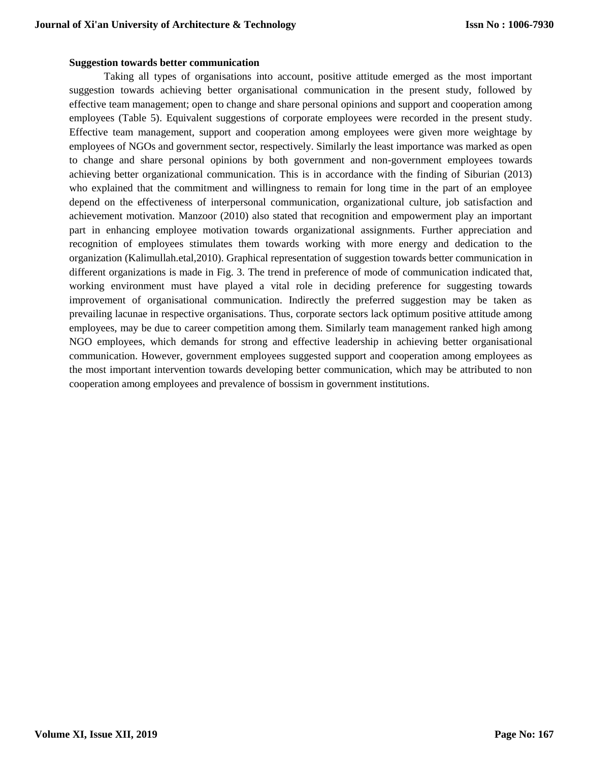**Suggestion towards better communication**

Taking all types of organisations into account, positive attitude emerged as the most important suggestion towards achieving better organisational communication in the present study, followed by effective team management; open to change and share personal opinions and support and cooperation among employees (Table 5). Equivalent suggestions of corporate employees were recorded in the present study. Effective team management, support and cooperation among employees were given more weightage by employees of NGOs and government sector, respectively. Similarly the least importance was marked as open to change and share personal opinions by both government and non-government employees towards achieving better organizational communication. This is in accordance with the finding of Siburian (2013) who explained that the commitment and willingness to remain for long time in the part of an employee depend on the effectiveness of interpersonal communication, organizational culture, job satisfaction and achievement motivation. Manzoor (2010) also stated that recognition and empowerment play an important part in enhancing employee motivation towards organizational assignments. Further appreciation and recognition of employees stimulates them towards working with more energy and dedication to the organization (Kalimullah.etal,2010). Graphical representation of suggestion towards better communication in different organizations is made in Fig. 3. The trend in preference of mode of communication indicated that, working environment must have played a vital role in deciding preference for suggesting towards improvement of organisational communication. Indirectly the preferred suggestion may be taken as prevailing lacunae in respective organisations. Thus, corporate sectors lack optimum positive attitude among employees, may be due to career competition among them. Similarly team management ranked high among NGO employees, which demands for strong and effective leadership in achieving better organisational communication. However, government employees suggested support and cooperation among employees as the most important intervention towards developing better communication, which may be attributed to non cooperation among employees and prevalence of bossism in government institutions.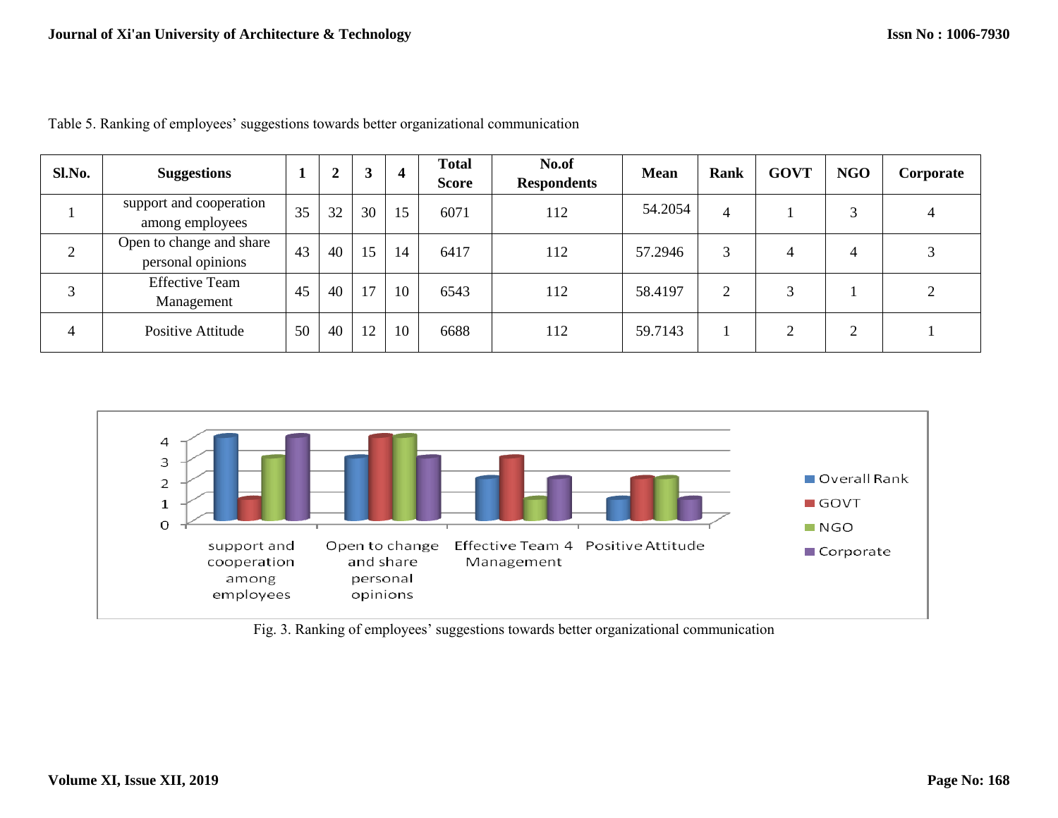Table 5. Ranking of employees' suggestions towards better organizational communication

| Sl.No. | Suggestions | 1 | 2 | 3 | 4 | Total Score | No.of Respondents | Mean | Rank | GOVT | NGO | Corporate |
|---|---|---|---|---|---|---|---|---|---|---|---|---|
| 1 | support and cooperation among employees | 35 | 32 | 30 | 15 | 6071 | 112 | 54.2054 | 4 | 1 | 3 | 4 |
| 2 | Open to change and share personal opinions | 43 | 40 | 15 | 14 | 6417 | 112 | 57.2946 | 3 | 4 | 4 | 3 |
| 3 | Effective Team Management | 45 | 40 | 17 | 10 | 6543 | 112 | 58.4197 | 2 | 3 | 1 | 2 |
| 4 | Positive Attitude | 50 | 40 | 12 | 10 | 6688 | 112 | 59.7143 | 1 | 2 | 2 | 1 |

Fig. 3. Ranking of employees' suggestions towards better organizational communication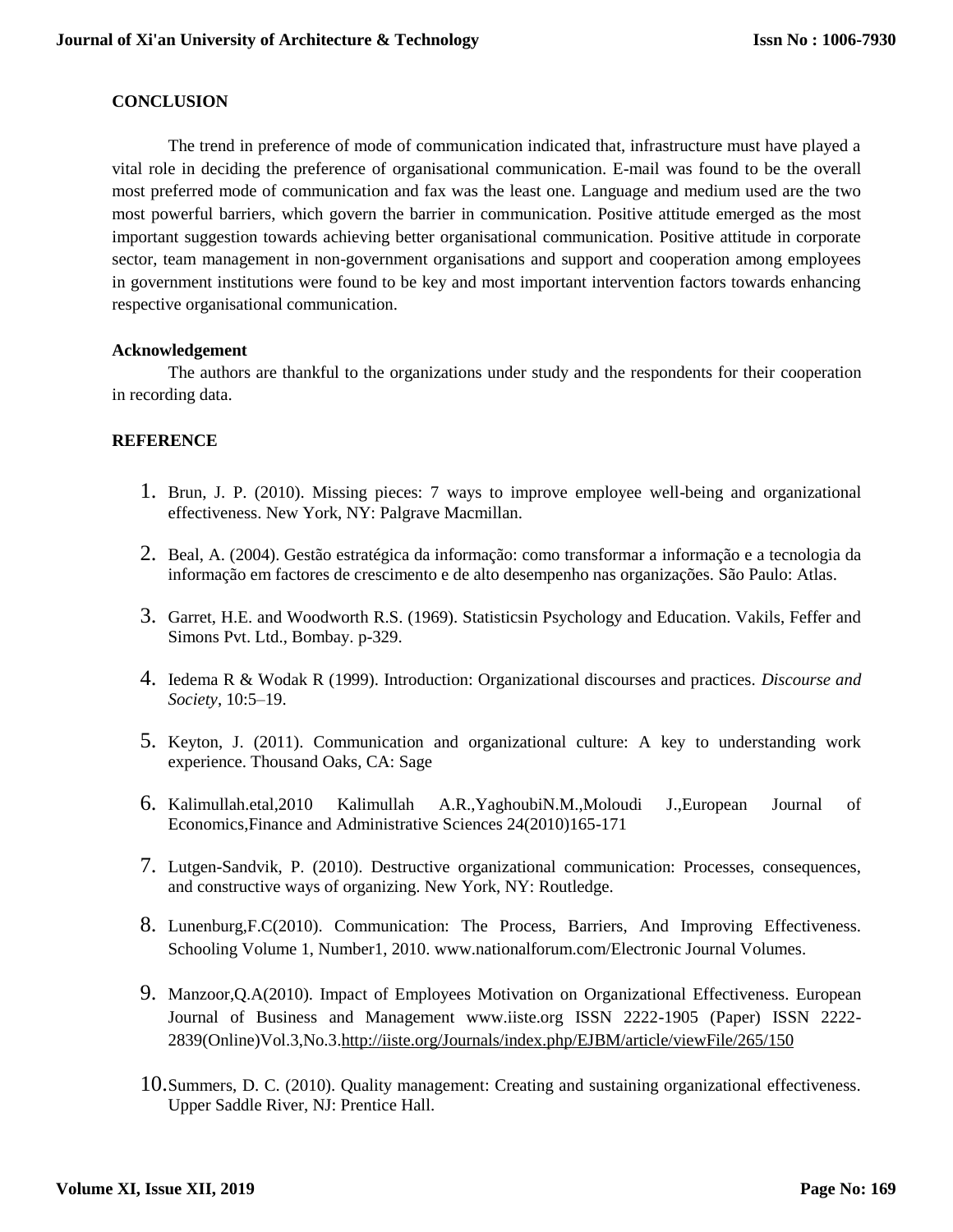## CONCLUSION

The trend in preference of mode of communication indicated that, infrastructure must have played a vital role in deciding the preference of organisational communication. E-mail was found to be the overall most preferred mode of communication and fax was the least one. Language and medium used are the two most powerful barriers, which govern the barrier in communication. Positive attitude emerged as the most important suggestion towards achieving better organisational communication. Positive attitude in corporate sector, team management in non-government organisations and support and cooperation among employees in government institutions were found to be key and most important intervention factors towards enhancing respective organisational communication.

### Acknowledgement

The authors are thankful to the organizations under study and the respondents for their cooperation in recording data.

## REFERENCE

1. Brun, J. P. (2010). Missing pieces: 7 ways to improve employee well-being and organizational effectiveness. New York, NY: Palgrave Macmillan.
2. Beal, A. (2004). Gestão estratégica da informação: como transformar a informação e a tecnologia da informação em factores de crescimento e de alto desempenho nas organizações. São Paulo: Atlas.
3. Garret, H.E. and Woodworth R.S. (1969). Statisticsin Psychology and Education. Vakils, Feffer and Simons Pvt. Ltd., Bombay. p-329.
4. Iedema R & Wodak R (1999). Introduction: Organizational discourses and practices. *Discourse and Society*, 10:5–19.
5. Keyton, J. (2011). Communication and organizational culture: A key to understanding work experience. Thousand Oaks, CA: Sage
6. Kalimullah.etal,2010 Kalimullah A.R.,YaghoubiN.M.,Moloudi J.,European Journal of Economics,Finance and Administrative Sciences 24(2010)165-171
7. Lutgen-Sandvik, P. (2010). Destructive organizational communication: Processes, consequences, and constructive ways of organizing. New York, NY: Routledge.
8. Lunenburg,F.C(2010). Communication: The Process, Barriers, And Improving Effectiveness. Schooling Volume 1, Number1, 2010. www.nationalforum.com/Electronic Journal Volumes.
9. Manzoor,Q.A(2010). Impact of Employees Motivation on Organizational Effectiveness. European Journal of Business and Management www.iiste.org ISSN 2222-1905 (Paper) ISSN 2222-2839(Online)Vol.3,No.3.http://iiste.org/Journals/index.php/EJBM/article/viewFile/265/150
10. Summers, D. C. (2010). Quality management: Creating and sustaining organizational effectiveness. Upper Saddle River, NJ: Prentice Hall.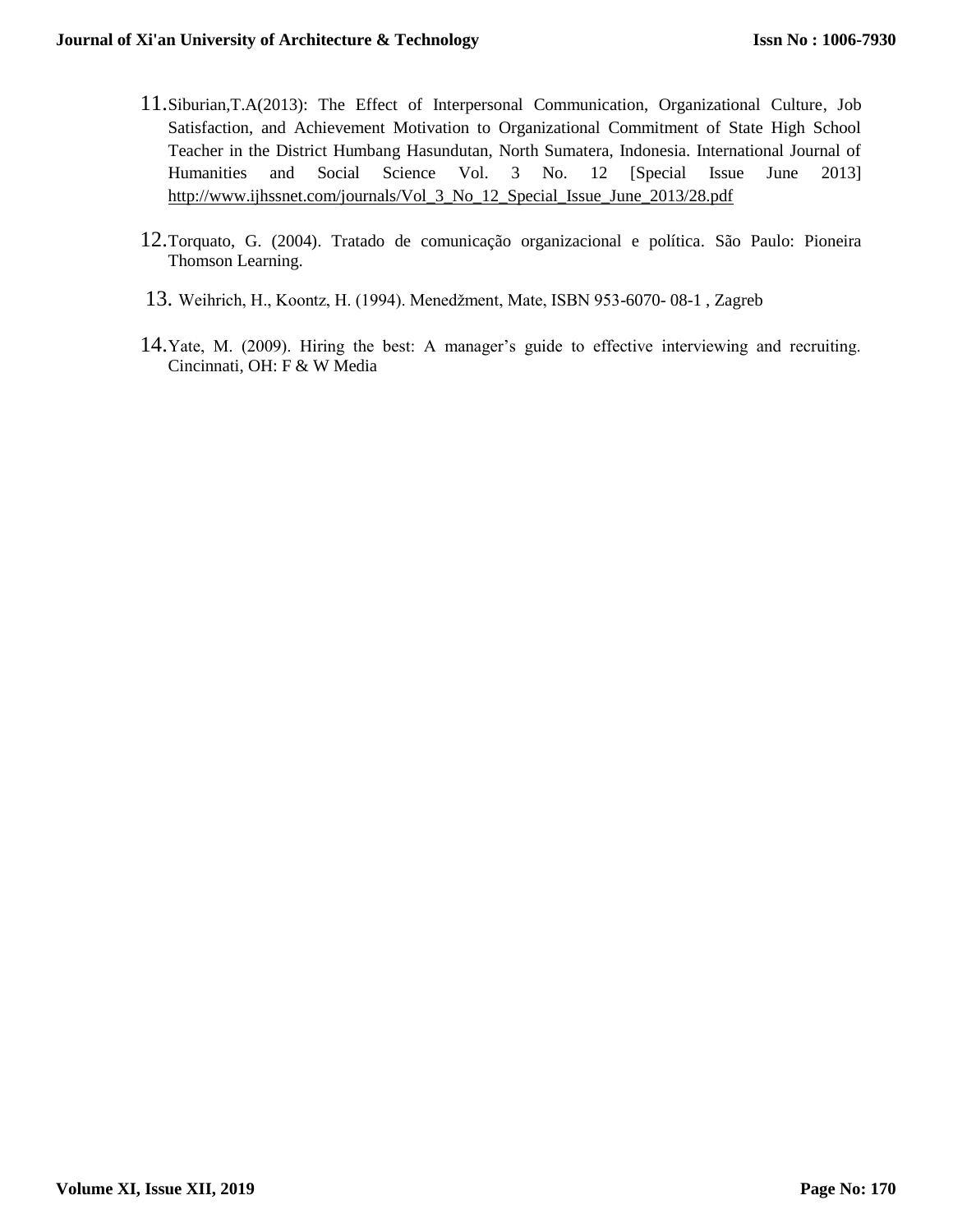11. Siburian,T.A(2013): The Effect of Interpersonal Communication, Organizational Culture, Job Satisfaction, and Achievement Motivation to Organizational Commitment of State High School Teacher in the District Humbang Hasundutan, North Sumatera, Indonesia. International Journal of Humanities and Social Science Vol. 3 No. 12 [Special Issue June 2013] http://www.ijhssnet.com/journals/Vol_3_No_12_Special_Issue_June_2013/28.pdf

12. Torquato, G. (2004). Tratado de comunicação organizacional e política. São Paulo: Pioneira Thomson Learning.

13. Weihrich, H., Koontz, H. (1994). Menedžment, Mate, ISBN 953-6070- 08-1 , Zagreb

14. Yate, M. (2009). Hiring the best: A manager's guide to effective interviewing and recruiting. Cincinnati, OH: F & W Media